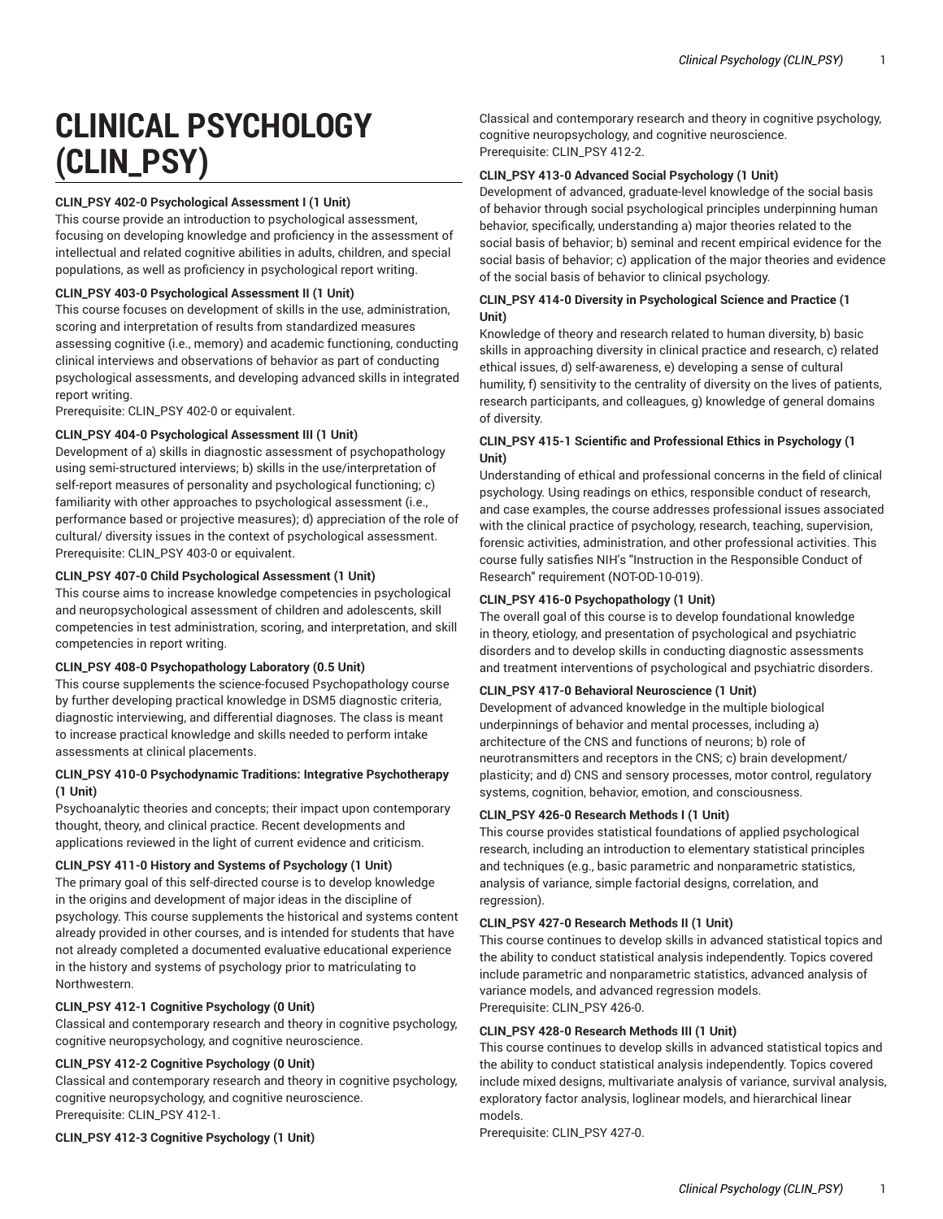# CLINICAL PSYCHOLOGY (CLIN_PSY)

**CLIN_PSY 402-0 Psychological Assessment I (1 Unit)**
This course provide an introduction to psychological assessment, focusing on developing knowledge and proficiency in the assessment of intellectual and related cognitive abilities in adults, children, and special populations, as well as proficiency in psychological report writing.

**CLIN_PSY 403-0 Psychological Assessment II (1 Unit)**
This course focuses on development of skills in the use, administration, scoring and interpretation of results from standardized measures assessing cognitive (i.e., memory) and academic functioning, conducting clinical interviews and observations of behavior as part of conducting psychological assessments, and developing advanced skills in integrated report writing.
Prerequisite: CLIN_PSY 402-0 or equivalent.

**CLIN_PSY 404-0 Psychological Assessment III (1 Unit)**
Development of a) skills in diagnostic assessment of psychopathology using semi-structured interviews; b) skills in the use/interpretation of self-report measures of personality and psychological functioning; c) familiarity with other approaches to psychological assessment (i.e., performance based or projective measures); d) appreciation of the role of cultural/ diversity issues in the context of psychological assessment.
Prerequisite: CLIN_PSY 403-0 or equivalent.

**CLIN_PSY 407-0 Child Psychological Assessment (1 Unit)**
This course aims to increase knowledge competencies in psychological and neuropsychological assessment of children and adolescents, skill competencies in test administration, scoring, and interpretation, and skill competencies in report writing.

**CLIN_PSY 408-0 Psychopathology Laboratory (0.5 Unit)**
This course supplements the science-focused Psychopathology course by further developing practical knowledge in DSM5 diagnostic criteria, diagnostic interviewing, and differential diagnoses. The class is meant to increase practical knowledge and skills needed to perform intake assessments at clinical placements.

**CLIN_PSY 410-0 Psychodynamic Traditions: Integrative Psychotherapy (1 Unit)**
Psychoanalytic theories and concepts; their impact upon contemporary thought, theory, and clinical practice. Recent developments and applications reviewed in the light of current evidence and criticism.

**CLIN_PSY 411-0 History and Systems of Psychology (1 Unit)**
The primary goal of this self-directed course is to develop knowledge in the origins and development of major ideas in the discipline of psychology. This course supplements the historical and systems content already provided in other courses, and is intended for students that have not already completed a documented evaluative educational experience in the history and systems of psychology prior to matriculating to Northwestern.

**CLIN_PSY 412-1 Cognitive Psychology (0 Unit)**
Classical and contemporary research and theory in cognitive psychology, cognitive neuropsychology, and cognitive neuroscience.

**CLIN_PSY 412-2 Cognitive Psychology (0 Unit)**
Classical and contemporary research and theory in cognitive psychology, cognitive neuropsychology, and cognitive neuroscience.
Prerequisite: CLIN_PSY 412-1.

**CLIN_PSY 412-3 Cognitive Psychology (1 Unit)**
Classical and contemporary research and theory in cognitive psychology, cognitive neuropsychology, and cognitive neuroscience.
Prerequisite: CLIN_PSY 412-2.

**CLIN_PSY 413-0 Advanced Social Psychology (1 Unit)**
Development of advanced, graduate-level knowledge of the social basis of behavior through social psychological principles underpinning human behavior, specifically, understanding a) major theories related to the social basis of behavior; b) seminal and recent empirical evidence for the social basis of behavior; c) application of the major theories and evidence of the social basis of behavior to clinical psychology.

**CLIN_PSY 414-0 Diversity in Psychological Science and Practice (1 Unit)**
Knowledge of theory and research related to human diversity, b) basic skills in approaching diversity in clinical practice and research, c) related ethical issues, d) self-awareness, e) developing a sense of cultural humility, f) sensitivity to the centrality of diversity on the lives of patients, research participants, and colleagues, g) knowledge of general domains of diversity.

**CLIN_PSY 415-1 Scientific and Professional Ethics in Psychology (1 Unit)**
Understanding of ethical and professional concerns in the field of clinical psychology. Using readings on ethics, responsible conduct of research, and case examples, the course addresses professional issues associated with the clinical practice of psychology, research, teaching, supervision, forensic activities, administration, and other professional activities. This course fully satisfies NIH's "Instruction in the Responsible Conduct of Research" requirement (NOT-OD-10-019).

**CLIN_PSY 416-0 Psychopathology (1 Unit)**
The overall goal of this course is to develop foundational knowledge in theory, etiology, and presentation of psychological and psychiatric disorders and to develop skills in conducting diagnostic assessments and treatment interventions of psychological and psychiatric disorders.

**CLIN_PSY 417-0 Behavioral Neuroscience (1 Unit)**
Development of advanced knowledge in the multiple biological underpinnings of behavior and mental processes, including a) architecture of the CNS and functions of neurons; b) role of neurotransmitters and receptors in the CNS; c) brain development/ plasticity; and d) CNS and sensory processes, motor control, regulatory systems, cognition, behavior, emotion, and consciousness.

**CLIN_PSY 426-0 Research Methods I (1 Unit)**
This course provides statistical foundations of applied psychological research, including an introduction to elementary statistical principles and techniques (e.g., basic parametric and nonparametric statistics, analysis of variance, simple factorial designs, correlation, and regression).

**CLIN_PSY 427-0 Research Methods II (1 Unit)**
This course continues to develop skills in advanced statistical topics and the ability to conduct statistical analysis independently. Topics covered include parametric and nonparametric statistics, advanced analysis of variance models, and advanced regression models.
Prerequisite: CLIN_PSY 426-0.

**CLIN_PSY 428-0 Research Methods III (1 Unit)**
This course continues to develop skills in advanced statistical topics and the ability to conduct statistical analysis independently. Topics covered include mixed designs, multivariate analysis of variance, survival analysis, exploratory factor analysis, loglinear models, and hierarchical linear models.
Prerequisite: CLIN_PSY 427-0.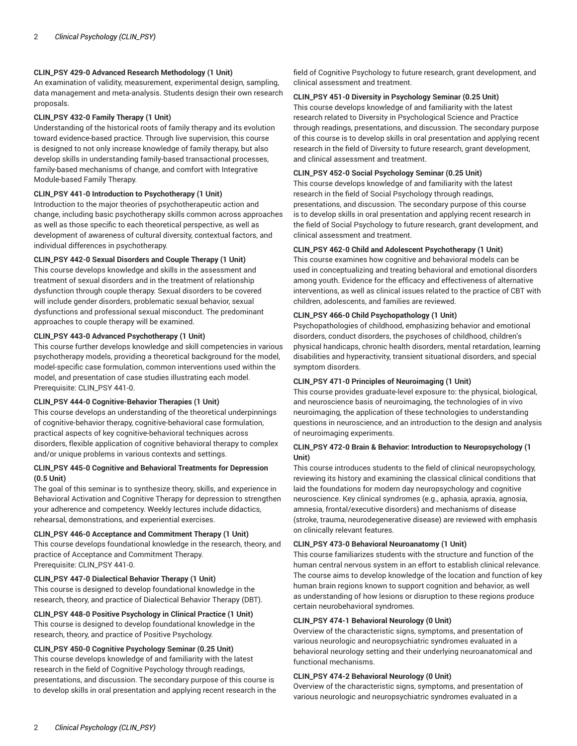**CLIN_PSY 429-0 Advanced Research Methodology (1 Unit)**
An examination of validity, measurement, experimental design, sampling, data management and meta-analysis. Students design their own research proposals.

**CLIN_PSY 432-0 Family Therapy (1 Unit)**
Understanding of the historical roots of family therapy and its evolution toward evidence-based practice. Through live supervision, this course is designed to not only increase knowledge of family therapy, but also develop skills in understanding family-based transactional processes, family-based mechanisms of change, and comfort with Integrative Module-based Family Therapy.

**CLIN_PSY 441-0 Introduction to Psychotherapy (1 Unit)**
Introduction to the major theories of psychotherapeutic action and change, including basic psychotherapy skills common across approaches as well as those specific to each theoretical perspective, as well as development of awareness of cultural diversity, contextual factors, and individual differences in psychotherapy.

**CLIN_PSY 442-0 Sexual Disorders and Couple Therapy (1 Unit)**
This course develops knowledge and skills in the assessment and treatment of sexual disorders and in the treatment of relationship dysfunction through couple therapy. Sexual disorders to be covered will include gender disorders, problematic sexual behavior, sexual dysfunctions and professional sexual misconduct. The predominant approaches to couple therapy will be examined.

**CLIN_PSY 443-0 Advanced Psychotherapy (1 Unit)**
This course further develops knowledge and skill competencies in various psychotherapy models, providing a theoretical background for the model, model-specific case formulation, common interventions used within the model, and presentation of case studies illustrating each model.
Prerequisite: CLIN_PSY 441-0.

**CLIN_PSY 444-0 Cognitive-Behavior Therapies (1 Unit)**
This course develops an understanding of the theoretical underpinnings of cognitive-behavior therapy, cognitive-behavioral case formulation, practical aspects of key cognitive-behavioral techniques across disorders, flexible application of cognitive behavioral therapy to complex and/or unique problems in various contexts and settings.

**CLIN_PSY 445-0 Cognitive and Behavioral Treatments for Depression (0.5 Unit)**
The goal of this seminar is to synthesize theory, skills, and experience in Behavioral Activation and Cognitive Therapy for depression to strengthen your adherence and competency. Weekly lectures include didactics, rehearsal, demonstrations, and experiential exercises.

**CLIN_PSY 446-0 Acceptance and Commitment Therapy (1 Unit)**
This course develops foundational knowledge in the research, theory, and practice of Acceptance and Commitment Therapy.
Prerequisite: CLIN_PSY 441-0.

**CLIN_PSY 447-0 Dialectical Behavior Therapy (1 Unit)**
This course is designed to develop foundational knowledge in the research, theory, and practice of Dialectical Behavior Therapy (DBT).

**CLIN_PSY 448-0 Positive Psychology in Clinical Practice (1 Unit)**
This course is designed to develop foundational knowledge in the research, theory, and practice of Positive Psychology.

**CLIN_PSY 450-0 Cognitive Psychology Seminar (0.25 Unit)**
This course develops knowledge of and familiarity with the latest research in the field of Cognitive Psychology through readings, presentations, and discussion. The secondary purpose of this course is to develop skills in oral presentation and applying recent research in the field of Cognitive Psychology to future research, grant development, and clinical assessment and treatment.

**CLIN_PSY 451-0 Diversity in Psychology Seminar (0.25 Unit)**
This course develops knowledge of and familiarity with the latest research related to Diversity in Psychological Science and Practice through readings, presentations, and discussion. The secondary purpose of this course is to develop skills in oral presentation and applying recent research in the field of Diversity to future research, grant development, and clinical assessment and treatment.

**CLIN_PSY 452-0 Social Psychology Seminar (0.25 Unit)**
This course develops knowledge of and familiarity with the latest research in the field of Social Psychology through readings, presentations, and discussion. The secondary purpose of this course is to develop skills in oral presentation and applying recent research in the field of Social Psychology to future research, grant development, and clinical assessment and treatment.

**CLIN_PSY 462-0 Child and Adolescent Psychotherapy (1 Unit)**
This course examines how cognitive and behavioral models can be used in conceptualizing and treating behavioral and emotional disorders among youth. Evidence for the efficacy and effectiveness of alternative interventions, as well as clinical issues related to the practice of CBT with children, adolescents, and families are reviewed.

**CLIN_PSY 466-0 Child Psychopathology (1 Unit)**
Psychopathologies of childhood, emphasizing behavior and emotional disorders, conduct disorders, the psychoses of childhood, children's physical handicaps, chronic health disorders, mental retardation, learning disabilities and hyperactivity, transient situational disorders, and special symptom disorders.

**CLIN_PSY 471-0 Principles of Neuroimaging (1 Unit)**
This course provides graduate-level exposure to: the physical, biological, and neuroscience basis of neuroimaging, the technologies of in vivo neuroimaging, the application of these technologies to understanding questions in neuroscience, and an introduction to the design and analysis of neuroimaging experiments.

**CLIN_PSY 472-0 Brain & Behavior: Introduction to Neuropsychology (1 Unit)**
This course introduces students to the field of clinical neuropsychology, reviewing its history and examining the classical clinical conditions that laid the foundations for modern day neuropsychology and cognitive neuroscience. Key clinical syndromes (e.g., aphasia, apraxia, agnosia, amnesia, frontal/executive disorders) and mechanisms of disease (stroke, trauma, neurodegenerative disease) are reviewed with emphasis on clinically relevant features.

**CLIN_PSY 473-0 Behavioral Neuroanatomy (1 Unit)**
This course familiarizes students with the structure and function of the human central nervous system in an effort to establish clinical relevance. The course aims to develop knowledge of the location and function of key human brain regions known to support cognition and behavior, as well as understanding of how lesions or disruption to these regions produce certain neurobehavioral syndromes.

**CLIN_PSY 474-1 Behavioral Neurology (0 Unit)**
Overview of the characteristic signs, symptoms, and presentation of various neurologic and neuropsychiatric syndromes evaluated in a behavioral neurology setting and their underlying neuroanatomical and functional mechanisms.

**CLIN_PSY 474-2 Behavioral Neurology (0 Unit)**
Overview of the characteristic signs, symptoms, and presentation of various neurologic and neuropsychiatric syndromes evaluated in a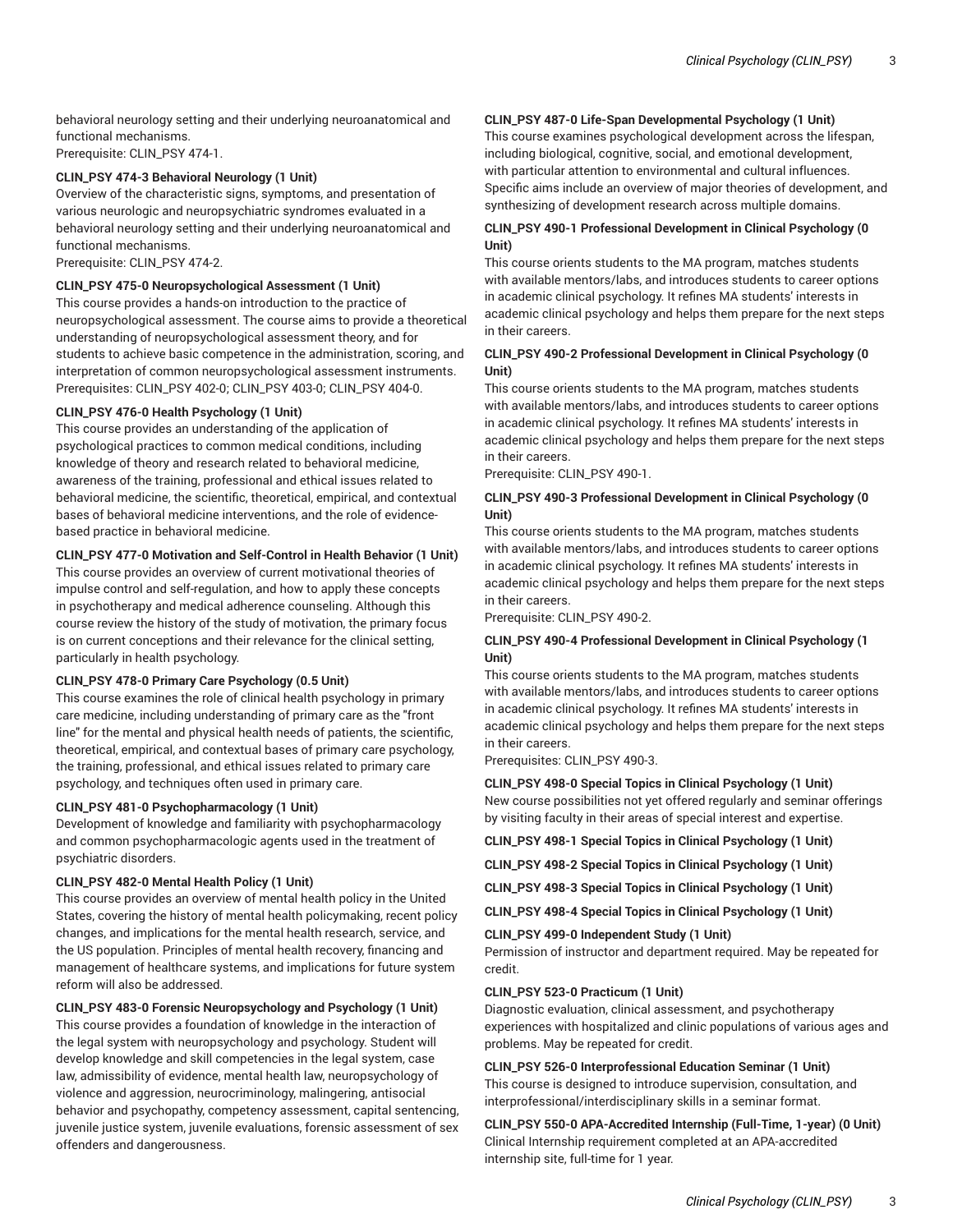behavioral neurology setting and their underlying neuroanatomical and functional mechanisms.
Prerequisite: CLIN_PSY 474-1.

**CLIN_PSY 474-3 Behavioral Neurology (1 Unit)**
Overview of the characteristic signs, symptoms, and presentation of various neurologic and neuropsychiatric syndromes evaluated in a behavioral neurology setting and their underlying neuroanatomical and functional mechanisms.
Prerequisite: CLIN_PSY 474-2.

**CLIN_PSY 475-0 Neuropsychological Assessment (1 Unit)**
This course provides a hands-on introduction to the practice of neuropsychological assessment. The course aims to provide a theoretical understanding of neuropsychological assessment theory, and for students to achieve basic competence in the administration, scoring, and interpretation of common neuropsychological assessment instruments.
Prerequisites: CLIN_PSY 402-0; CLIN_PSY 403-0; CLIN_PSY 404-0.

**CLIN_PSY 476-0 Health Psychology (1 Unit)**
This course provides an understanding of the application of psychological practices to common medical conditions, including knowledge of theory and research related to behavioral medicine, awareness of the training, professional and ethical issues related to behavioral medicine, the scientific, theoretical, empirical, and contextual bases of behavioral medicine interventions, and the role of evidence-based practice in behavioral medicine.

**CLIN_PSY 477-0 Motivation and Self-Control in Health Behavior (1 Unit)**
This course provides an overview of current motivational theories of impulse control and self-regulation, and how to apply these concepts in psychotherapy and medical adherence counseling. Although this course review the history of the study of motivation, the primary focus is on current conceptions and their relevance for the clinical setting, particularly in health psychology.

**CLIN_PSY 478-0 Primary Care Psychology (0.5 Unit)**
This course examines the role of clinical health psychology in primary care medicine, including understanding of primary care as the "front line" for the mental and physical health needs of patients, the scientific, theoretical, empirical, and contextual bases of primary care psychology, the training, professional, and ethical issues related to primary care psychology, and techniques often used in primary care.

**CLIN_PSY 481-0 Psychopharmacology (1 Unit)**
Development of knowledge and familiarity with psychopharmacology and common psychopharmacologic agents used in the treatment of psychiatric disorders.

**CLIN_PSY 482-0 Mental Health Policy (1 Unit)**
This course provides an overview of mental health policy in the United States, covering the history of mental health policymaking, recent policy changes, and implications for the mental health research, service, and the US population. Principles of mental health recovery, financing and management of healthcare systems, and implications for future system reform will also be addressed.

**CLIN_PSY 483-0 Forensic Neuropsychology and Psychology (1 Unit)**
This course provides a foundation of knowledge in the interaction of the legal system with neuropsychology and psychology. Student will develop knowledge and skill competencies in the legal system, case law, admissibility of evidence, mental health law, neuropsychology of violence and aggression, neurocriminology, malingering, antisocial behavior and psychopathy, competency assessment, capital sentencing, juvenile justice system, juvenile evaluations, forensic assessment of sex offenders and dangerousness.

**CLIN_PSY 487-0 Life-Span Developmental Psychology (1 Unit)**
This course examines psychological development across the lifespan, including biological, cognitive, social, and emotional development, with particular attention to environmental and cultural influences. Specific aims include an overview of major theories of development, and synthesizing of development research across multiple domains.

**CLIN_PSY 490-1 Professional Development in Clinical Psychology (0 Unit)**
This course orients students to the MA program, matches students with available mentors/labs, and introduces students to career options in academic clinical psychology. It refines MA students' interests in academic clinical psychology and helps them prepare for the next steps in their careers.

**CLIN_PSY 490-2 Professional Development in Clinical Psychology (0 Unit)**
This course orients students to the MA program, matches students with available mentors/labs, and introduces students to career options in academic clinical psychology. It refines MA students' interests in academic clinical psychology and helps them prepare for the next steps in their careers.
Prerequisite: CLIN_PSY 490-1.

**CLIN_PSY 490-3 Professional Development in Clinical Psychology (0 Unit)**
This course orients students to the MA program, matches students with available mentors/labs, and introduces students to career options in academic clinical psychology. It refines MA students' interests in academic clinical psychology and helps them prepare for the next steps in their careers.
Prerequisite: CLIN_PSY 490-2.

**CLIN_PSY 490-4 Professional Development in Clinical Psychology (1 Unit)**
This course orients students to the MA program, matches students with available mentors/labs, and introduces students to career options in academic clinical psychology. It refines MA students' interests in academic clinical psychology and helps them prepare for the next steps in their careers.
Prerequisites: CLIN_PSY 490-3.

**CLIN_PSY 498-0 Special Topics in Clinical Psychology (1 Unit)**
New course possibilities not yet offered regularly and seminar offerings by visiting faculty in their areas of special interest and expertise.

**CLIN_PSY 498-1 Special Topics in Clinical Psychology (1 Unit)**

**CLIN_PSY 498-2 Special Topics in Clinical Psychology (1 Unit)**

**CLIN_PSY 498-3 Special Topics in Clinical Psychology (1 Unit)**

**CLIN_PSY 498-4 Special Topics in Clinical Psychology (1 Unit)**

**CLIN_PSY 499-0 Independent Study (1 Unit)**
Permission of instructor and department required. May be repeated for credit.

**CLIN_PSY 523-0 Practicum (1 Unit)**
Diagnostic evaluation, clinical assessment, and psychotherapy experiences with hospitalized and clinic populations of various ages and problems. May be repeated for credit.

**CLIN_PSY 526-0 Interprofessional Education Seminar (1 Unit)**
This course is designed to introduce supervision, consultation, and interprofessional/interdisciplinary skills in a seminar format.

**CLIN_PSY 550-0 APA-Accredited Internship (Full-Time, 1-year) (0 Unit)**
Clinical Internship requirement completed at an APA-accredited internship site, full-time for 1 year.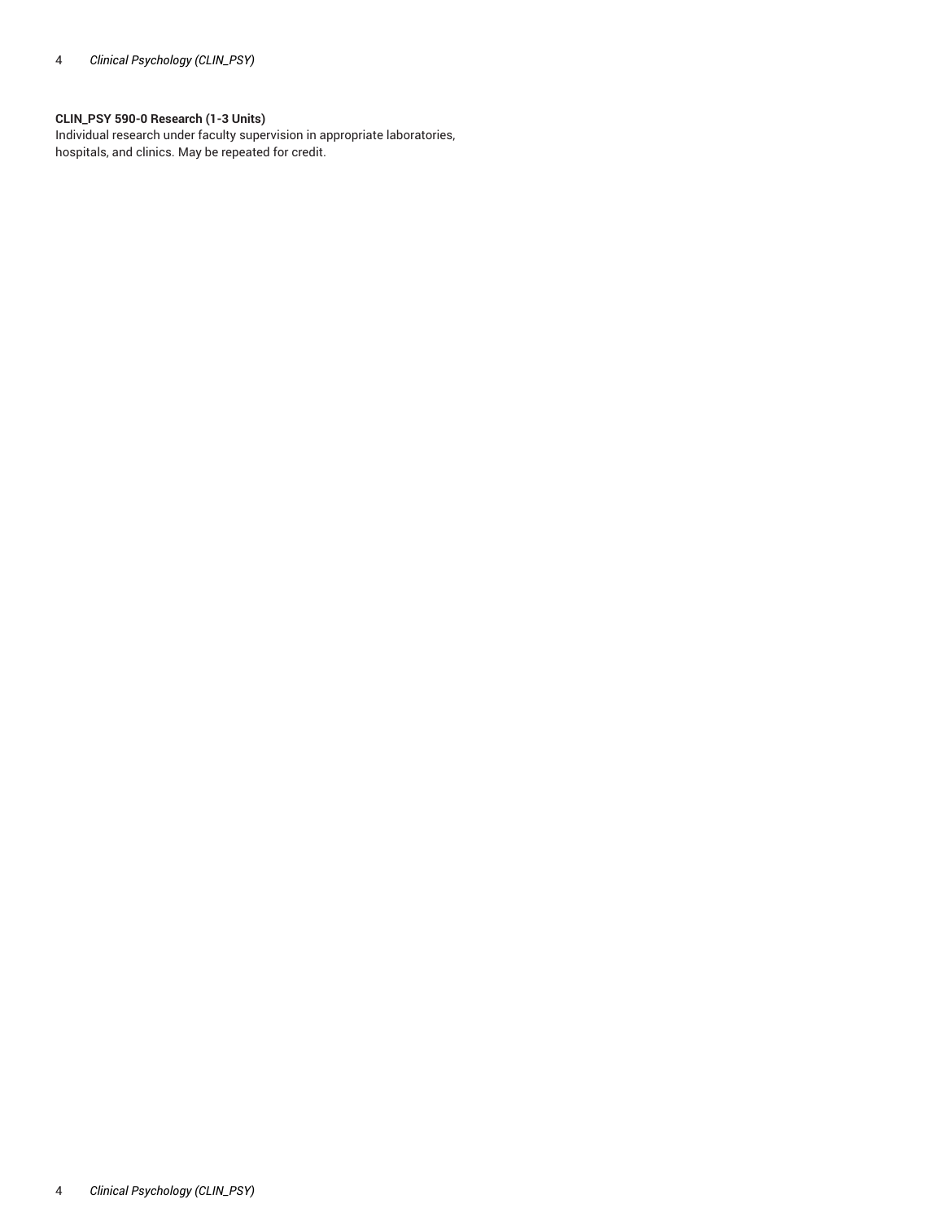**CLIN_PSY 590-0 Research (1-3 Units)**
Individual research under faculty supervision in appropriate laboratories, hospitals, and clinics. May be repeated for credit.